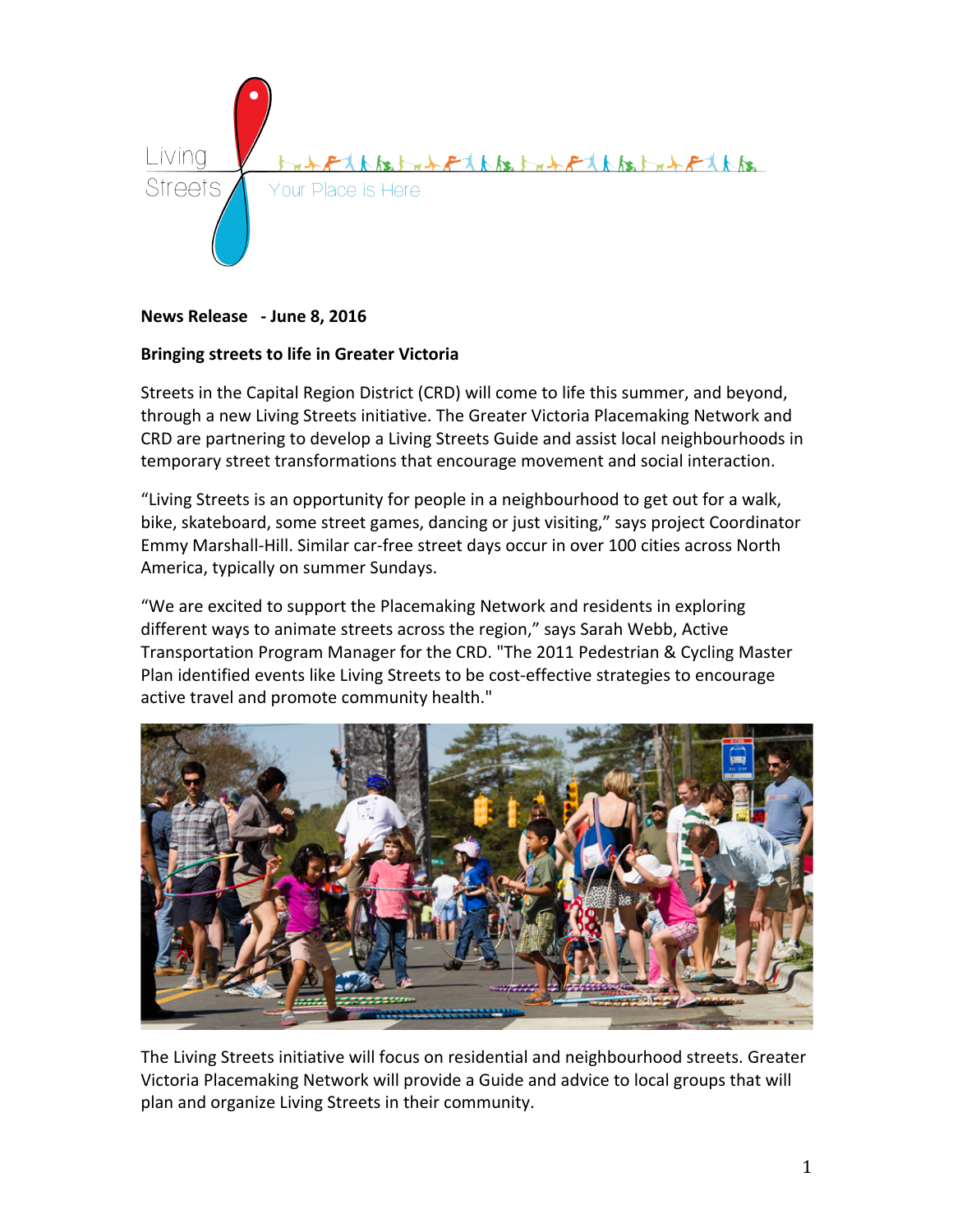Living Streets

Your Place is Here

**News Release - June 8, 2016**

**Bringing streets to life in Greater Victoria**

Streets in the Capital Region District (CRD) will come to life this summer, and beyond, through a new Living Streets initiative. The Greater Victoria Placemaking Network and CRD are partnering to develop a Living Streets Guide and assist local neighbourhoods in temporary street transformations that encourage movement and social interaction.

"Living Streets is an opportunity for people in a neighbourhood to get out for a walk, bike, skateboard, some street games, dancing or just visiting," says project Coordinator Emmy Marshall-Hill. Similar car-free street days occur in over 100 cities across North America, typically on summer Sundays.

"We are excited to support the Placemaking Network and residents in exploring different ways to animate streets across the region," says Sarah Webb, Active Transportation Program Manager for the CRD. "The 2011 Pedestrian & Cycling Master Plan identified events like Living Streets to be cost-effective strategies to encourage active travel and promote community health."

The Living Streets initiative will focus on residential and neighbourhood streets. Greater Victoria Placemaking Network will provide a Guide and advice to local groups that will plan and organize Living Streets in their community.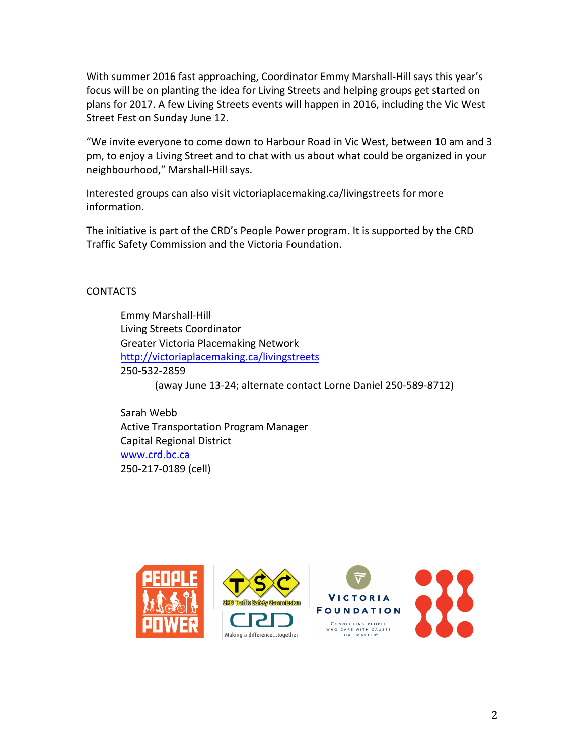With summer 2016 fast approaching, Coordinator Emmy Marshall-Hill says this year's focus will be on planting the idea for Living Streets and helping groups get started on plans for 2017. A few Living Streets events will happen in 2016, including the Vic West Street Fest on Sunday June 12.

"We invite everyone to come down to Harbour Road in Vic West, between 10 am and 3 pm, to enjoy a Living Street and to chat with us about what could be organized in your neighbourhood," Marshall-Hill says.

Interested groups can also visit victoriaplacemaking.ca/livingstreets for more information.

The initiative is part of the CRD's People Power program. It is supported by the CRD Traffic Safety Commission and the Victoria Foundation.

CONTACTS

Emmy Marshall-Hill  
Living Streets Coordinator  
Greater Victoria Placemaking Network  
http://victoriaplacemaking.ca/livingstreets  
250-532-2859  
(away June 13-24; alternate contact Lorne Daniel 250-589-8712)

Sarah Webb  
Active Transportation Program Manager  
Capital Regional District  
www.crd.bc.ca  
250-217-0189 (cell)